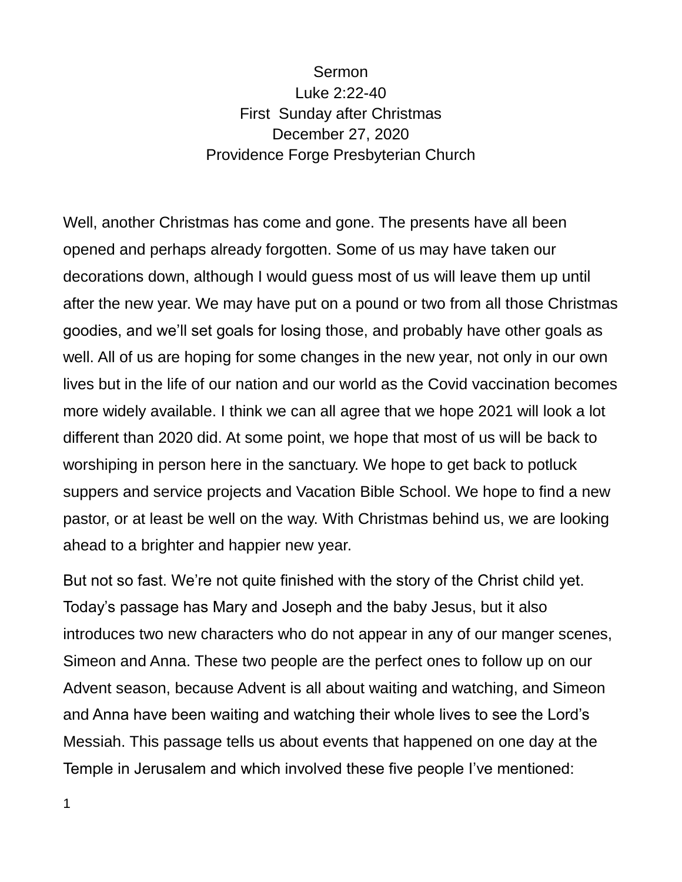Sermon
Luke 2:22-40
First Sunday after Christmas
December 27, 2020
Providence Forge Presbyterian Church

Well, another Christmas has come and gone. The presents have all been opened and perhaps already forgotten. Some of us may have taken our decorations down, although I would guess most of us will leave them up until after the new year. We may have put on a pound or two from all those Christmas goodies, and we'll set goals for losing those, and probably have other goals as well. All of us are hoping for some changes in the new year, not only in our own lives but in the life of our nation and our world as the Covid vaccination becomes more widely available. I think we can all agree that we hope 2021 will look a lot different than 2020 did. At some point, we hope that most of us will be back to worshiping in person here in the sanctuary. We hope to get back to potluck suppers and service projects and Vacation Bible School. We hope to find a new pastor, or at least be well on the way. With Christmas behind us, we are looking ahead to a brighter and happier new year.

But not so fast. We're not quite finished with the story of the Christ child yet. Today's passage has Mary and Joseph and the baby Jesus, but it also introduces two new characters who do not appear in any of our manger scenes, Simeon and Anna. These two people are the perfect ones to follow up on our Advent season, because Advent is all about waiting and watching, and Simeon and Anna have been waiting and watching their whole lives to see the Lord's Messiah. This passage tells us about events that happened on one day at the Temple in Jerusalem and which involved these five people I've mentioned: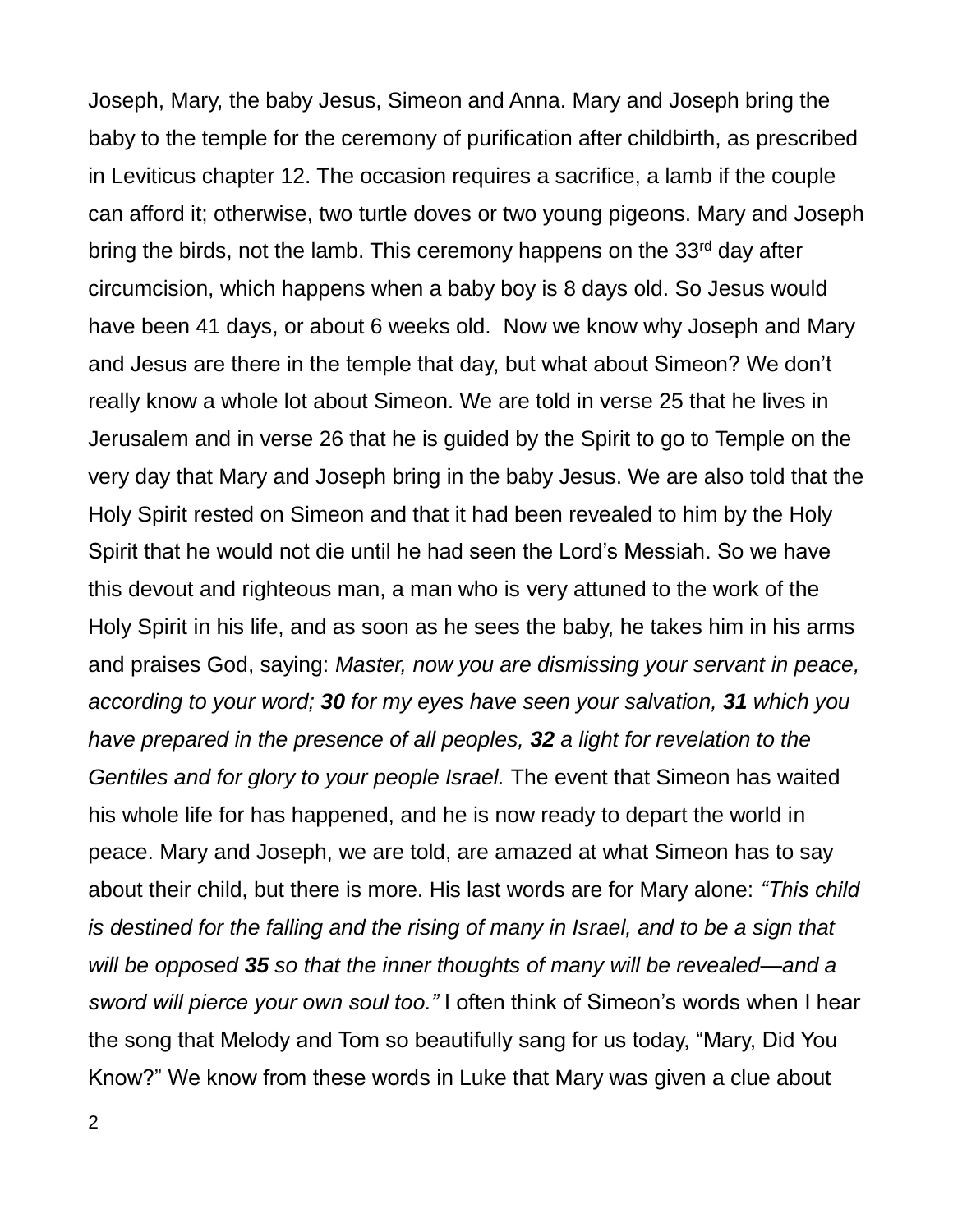Joseph, Mary, the baby Jesus, Simeon and Anna. Mary and Joseph bring the baby to the temple for the ceremony of purification after childbirth, as prescribed in Leviticus chapter 12. The occasion requires a sacrifice, a lamb if the couple can afford it; otherwise, two turtle doves or two young pigeons. Mary and Joseph bring the birds, not the lamb. This ceremony happens on the 33rd day after circumcision, which happens when a baby boy is 8 days old. So Jesus would have been 41 days, or about 6 weeks old. Now we know why Joseph and Mary and Jesus are there in the temple that day, but what about Simeon? We don't really know a whole lot about Simeon. We are told in verse 25 that he lives in Jerusalem and in verse 26 that he is guided by the Spirit to go to Temple on the very day that Mary and Joseph bring in the baby Jesus. We are also told that the Holy Spirit rested on Simeon and that it had been revealed to him by the Holy Spirit that he would not die until he had seen the Lord's Messiah. So we have this devout and righteous man, a man who is very attuned to the work of the Holy Spirit in his life, and as soon as he sees the baby, he takes him in his arms and praises God, saying: *Master, now you are dismissing your servant in peace, according to your word;* ***30*** *for my eyes have seen your salvation,* ***31*** *which you have prepared in the presence of all peoples,* ***32*** *a light for revelation to the Gentiles and for glory to your people Israel.* The event that Simeon has waited his whole life for has happened, and he is now ready to depart the world in peace. Mary and Joseph, we are told, are amazed at what Simeon has to say about their child, but there is more. His last words are for Mary alone: *"This child is destined for the falling and the rising of many in Israel, and to be a sign that will be opposed* ***35*** *so that the inner thoughts of many will be revealed—and a sword will pierce your own soul too."* I often think of Simeon's words when I hear the song that Melody and Tom so beautifully sang for us today, "Mary, Did You Know?" We know from these words in Luke that Mary was given a clue about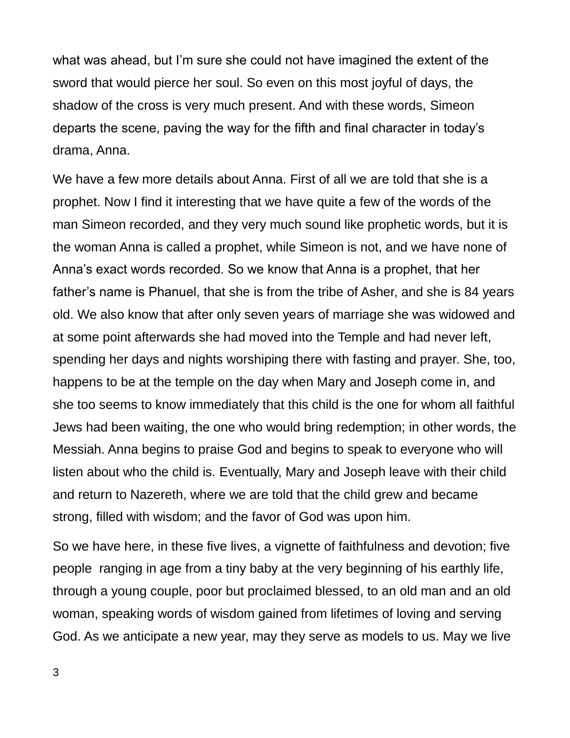what was ahead, but I'm sure she could not have imagined the extent of the sword that would pierce her soul. So even on this most joyful of days, the shadow of the cross is very much present. And with these words, Simeon departs the scene, paving the way for the fifth and final character in today's drama, Anna.

We have a few more details about Anna. First of all we are told that she is a prophet. Now I find it interesting that we have quite a few of the words of the man Simeon recorded, and they very much sound like prophetic words, but it is the woman Anna is called a prophet, while Simeon is not, and we have none of Anna's exact words recorded. So we know that Anna is a prophet, that her father's name is Phanuel, that she is from the tribe of Asher, and she is 84 years old. We also know that after only seven years of marriage she was widowed and at some point afterwards she had moved into the Temple and had never left, spending her days and nights worshiping there with fasting and prayer. She, too, happens to be at the temple on the day when Mary and Joseph come in, and she too seems to know immediately that this child is the one for whom all faithful Jews had been waiting, the one who would bring redemption; in other words, the Messiah. Anna begins to praise God and begins to speak to everyone who will listen about who the child is. Eventually, Mary and Joseph leave with their child and return to Nazereth, where we are told that the child grew and became strong, filled with wisdom; and the favor of God was upon him.

So we have here, in these five lives, a vignette of faithfulness and devotion; five people ranging in age from a tiny baby at the very beginning of his earthly life, through a young couple, poor but proclaimed blessed, to an old man and an old woman, speaking words of wisdom gained from lifetimes of loving and serving God. As we anticipate a new year, may they serve as models to us. May we live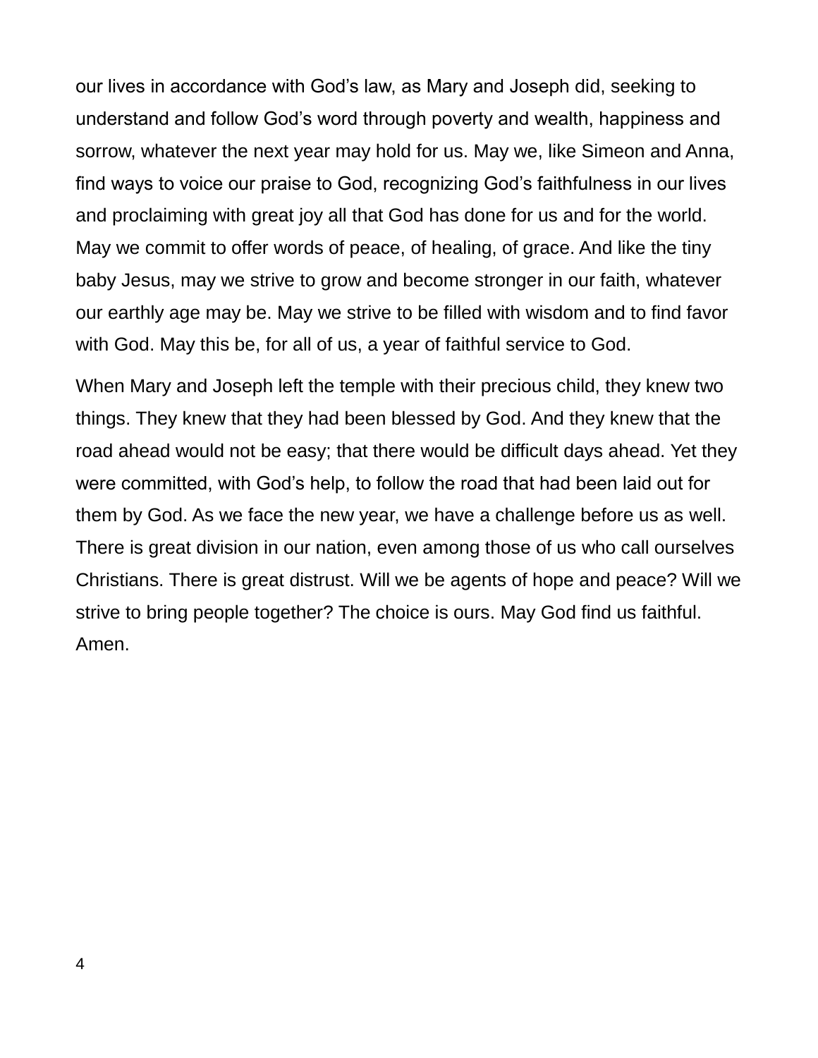our lives in accordance with God’s law, as Mary and Joseph did, seeking to understand and follow God’s word through poverty and wealth, happiness and sorrow, whatever the next year may hold for us. May we, like Simeon and Anna, find ways to voice our praise to God, recognizing God’s faithfulness in our lives and proclaiming with great joy all that God has done for us and for the world. May we commit to offer words of peace, of healing, of grace. And like the tiny baby Jesus, may we strive to grow and become stronger in our faith, whatever our earthly age may be. May we strive to be filled with wisdom and to find favor with God. May this be, for all of us, a year of faithful service to God.

When Mary and Joseph left the temple with their precious child, they knew two things. They knew that they had been blessed by God. And they knew that the road ahead would not be easy; that there would be difficult days ahead. Yet they were committed, with God’s help, to follow the road that had been laid out for them by God. As we face the new year, we have a challenge before us as well. There is great division in our nation, even among those of us who call ourselves Christians. There is great distrust. Will we be agents of hope and peace? Will we strive to bring people together? The choice is ours. May God find us faithful. Amen.